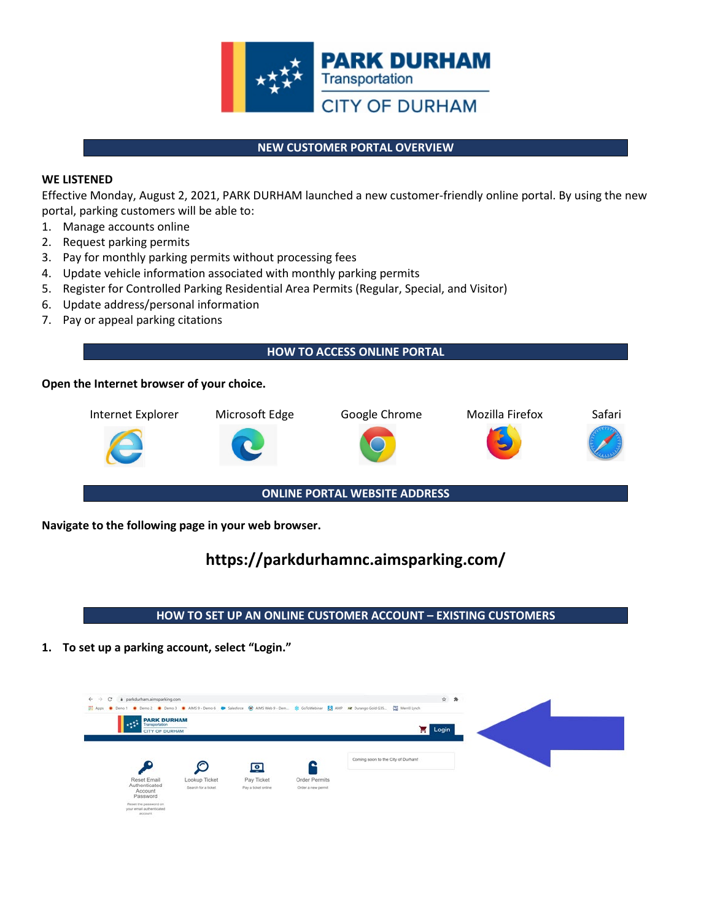# PARK DURHAM Transportation – CITY OF DURHAM

## NEW CUSTOMER PORTAL OVERVIEW

**WE LISTENED**

Effective Monday, August 2, 2021, PARK DURHAM launched a new customer-friendly online portal. By using the new portal, parking customers will be able to:

1. Manage accounts online
2. Request parking permits
3. Pay for monthly parking permits without processing fees
4. Update vehicle information associated with monthly parking permits
5. Register for Controlled Parking Residential Area Permits (Regular, Special, and Visitor)
6. Update address/personal information
7. Pay or appeal parking citations

## HOW TO ACCESS ONLINE PORTAL

**Open the Internet browser of your choice.**

Internet Explorer | Microsoft Edge | Google Chrome | Mozilla Firefox | Safari

## ONLINE PORTAL WEBSITE ADDRESS

**Navigate to the following page in your web browser.**

**https://parkdurhamnc.aimsparking.com/**

## HOW TO SET UP AN ONLINE CUSTOMER ACCOUNT – EXISTING CUSTOMERS

1. **To set up a parking account, select "Login."**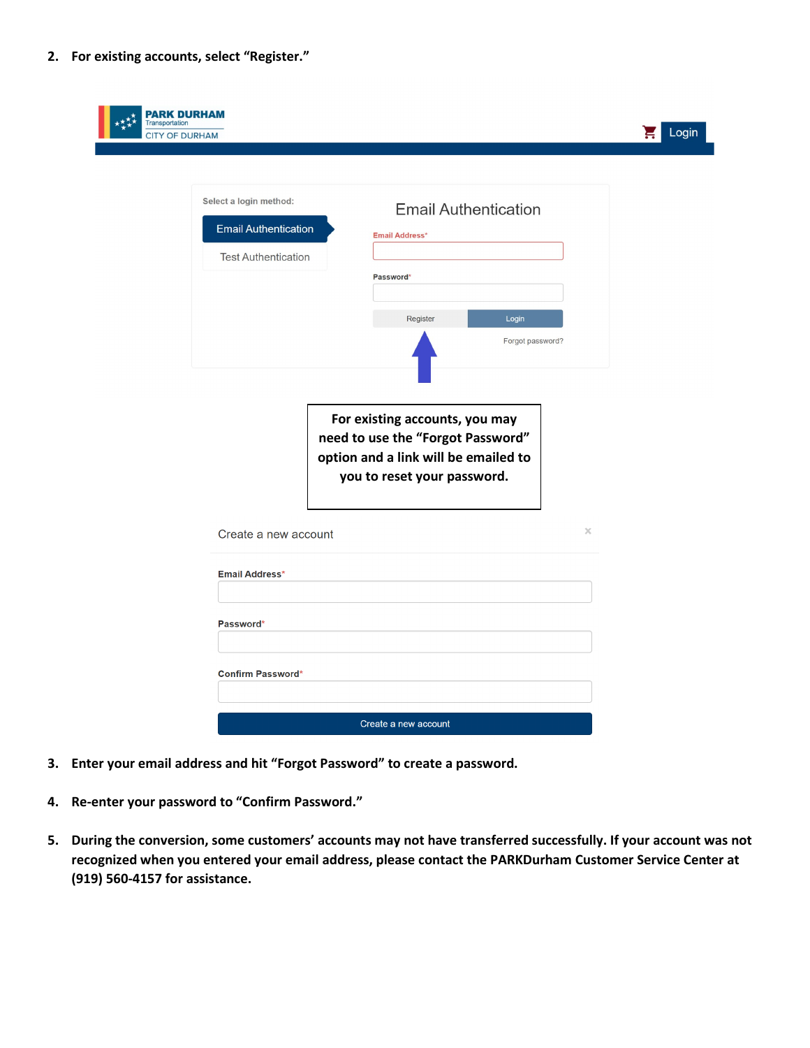2. **For existing accounts, select "Register."**

PARK DURHAM
Transportation
CITY OF DURHAM

Login

Select a login method:

Email Authentication

Test Authentication

Email Authentication

Email Address*

Password*

Register | Login

Forgot password?

**For existing accounts, you may need to use the "Forgot Password" option and a link will be emailed to you to reset your password.**

Create a new account

Email Address*

Password*

Confirm Password*

Create a new account

3. **Enter your email address and hit "Forgot Password" to create a password.**

4. **Re-enter your password to "Confirm Password."**

5. **During the conversion, some customers' accounts may not have transferred successfully. If your account was not recognized when you entered your email address, please contact the PARKDurham Customer Service Center at (919) 560-4157 for assistance.**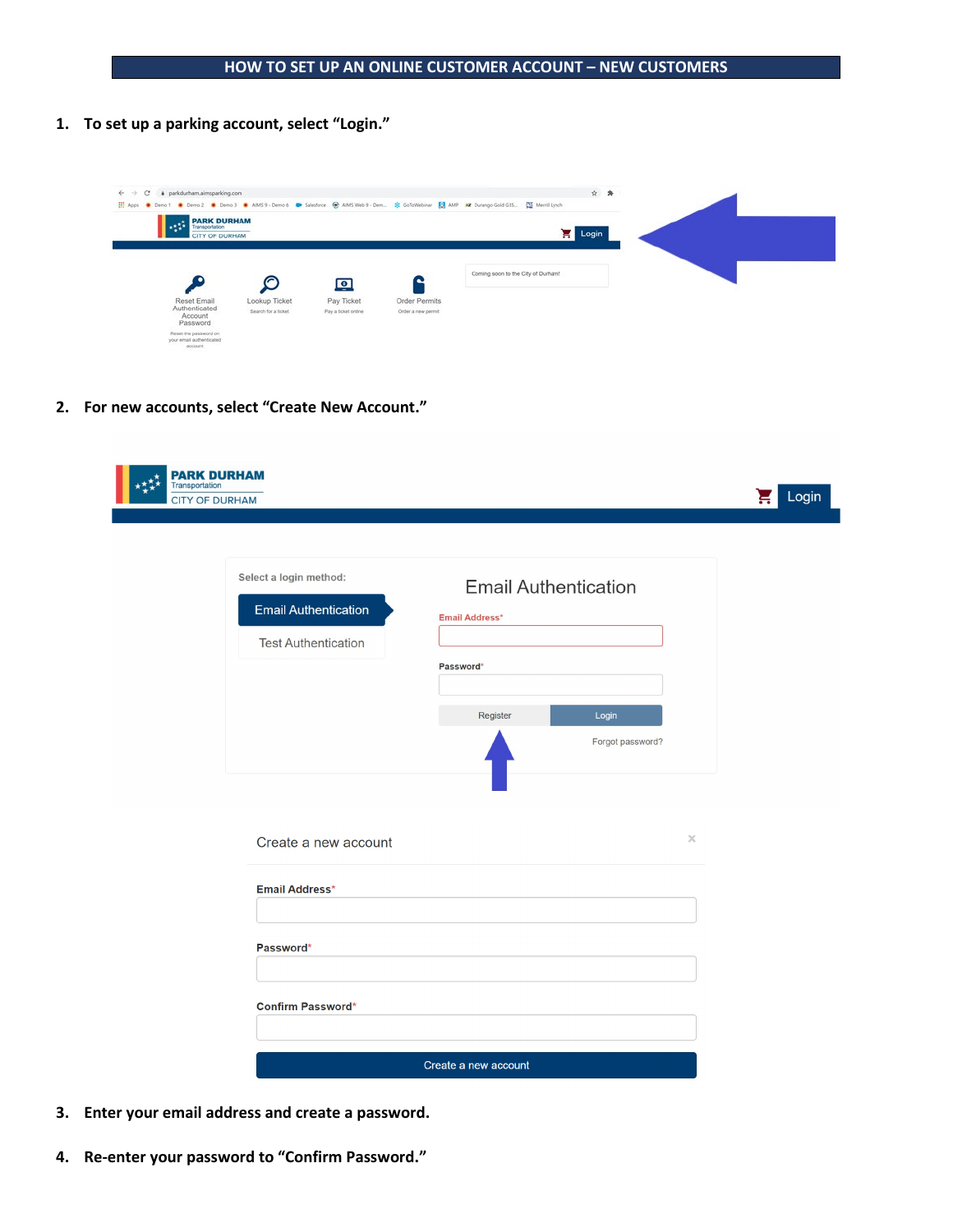# HOW TO SET UP AN ONLINE CUSTOMER ACCOUNT – NEW CUSTOMERS

1. **To set up a parking account, select "Login."**

2. **For new accounts, select "Create New Account."**

3. **Enter your email address and create a password.**

4. **Re-enter your password to "Confirm Password."**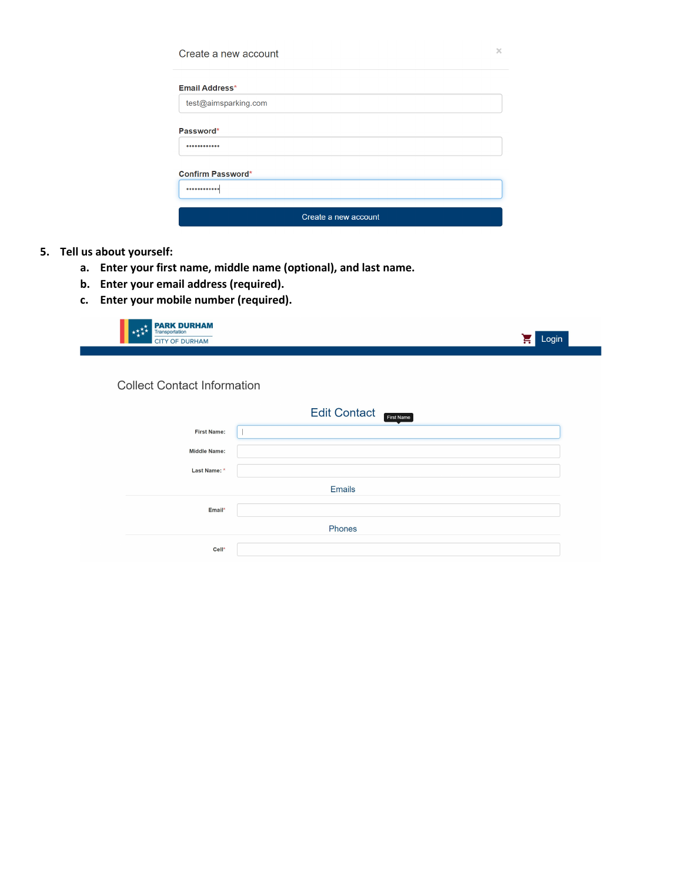Create a new account

Email Address*

test@aimsparking.com

Password*

••••••••••••

Confirm Password*

••••••••••••

Create a new account

5. **Tell us about yourself:**
   a. **Enter your first name, middle name (optional), and last name.**
   b. **Enter your email address (required).**
   c. **Enter your mobile number (required).**

PARK DURHAM Transportation CITY OF DURHAM

Login

Collect Contact Information

Edit Contact

First Name:

Middle Name:

Last Name: *

Emails

Email*

Phones

Cell*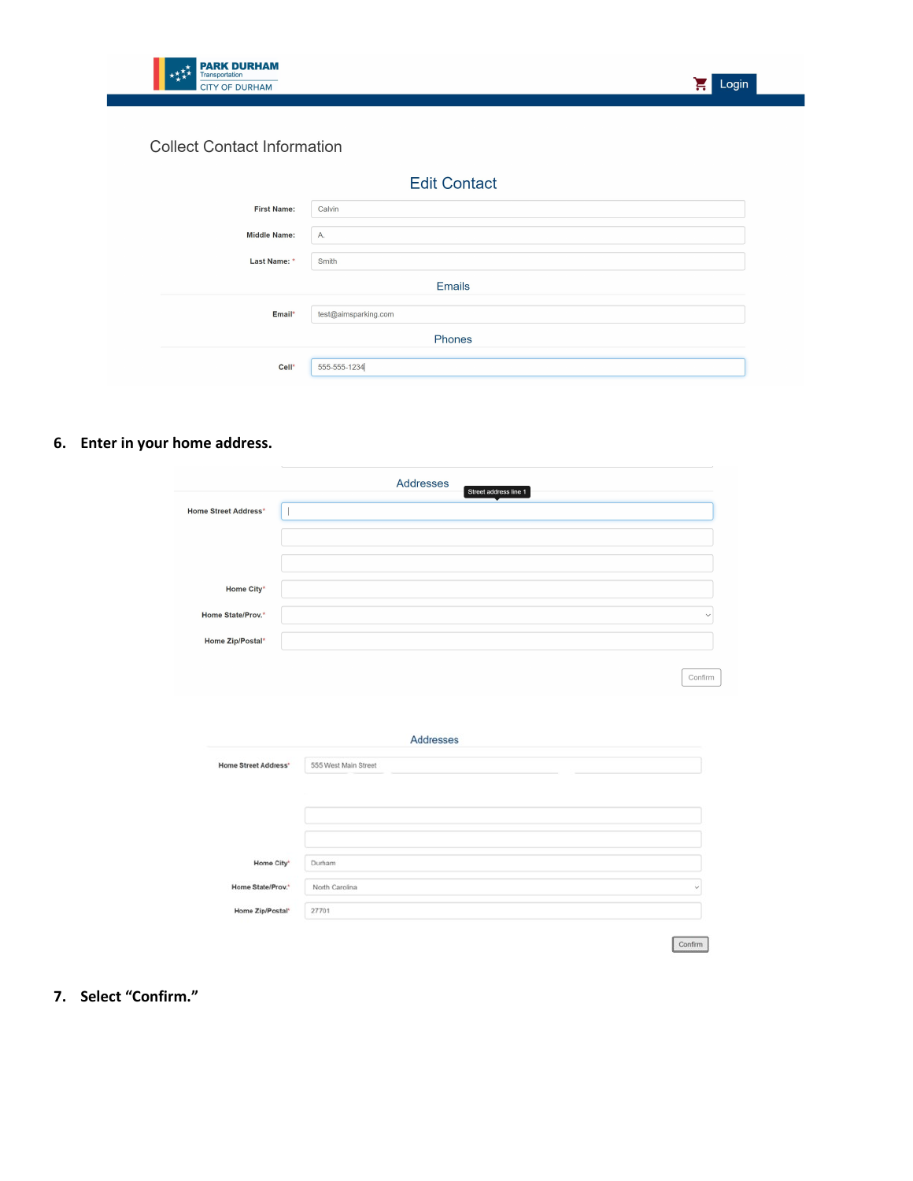PARK DURHAM
Transportation
CITY OF DURHAM

Login

Collect Contact Information

**Edit Contact**

First Name: Calvin

Middle Name: A.

Last Name: * Smith

**Emails**

Email* test@aimsparking.com

**Phones**

Cell* 555-555-1234

6. **Enter in your home address.**

**Addresses**

Street address line 1

Home Street Address*

Home City*

Home State/Prov.*

Home Zip/Postal*

Confirm

**Addresses**

Home Street Address* 555 West Main Street

Home City* Durham

Home State/Prov.* North Carolina

Home Zip/Postal* 27701

Confirm

7. **Select "Confirm."**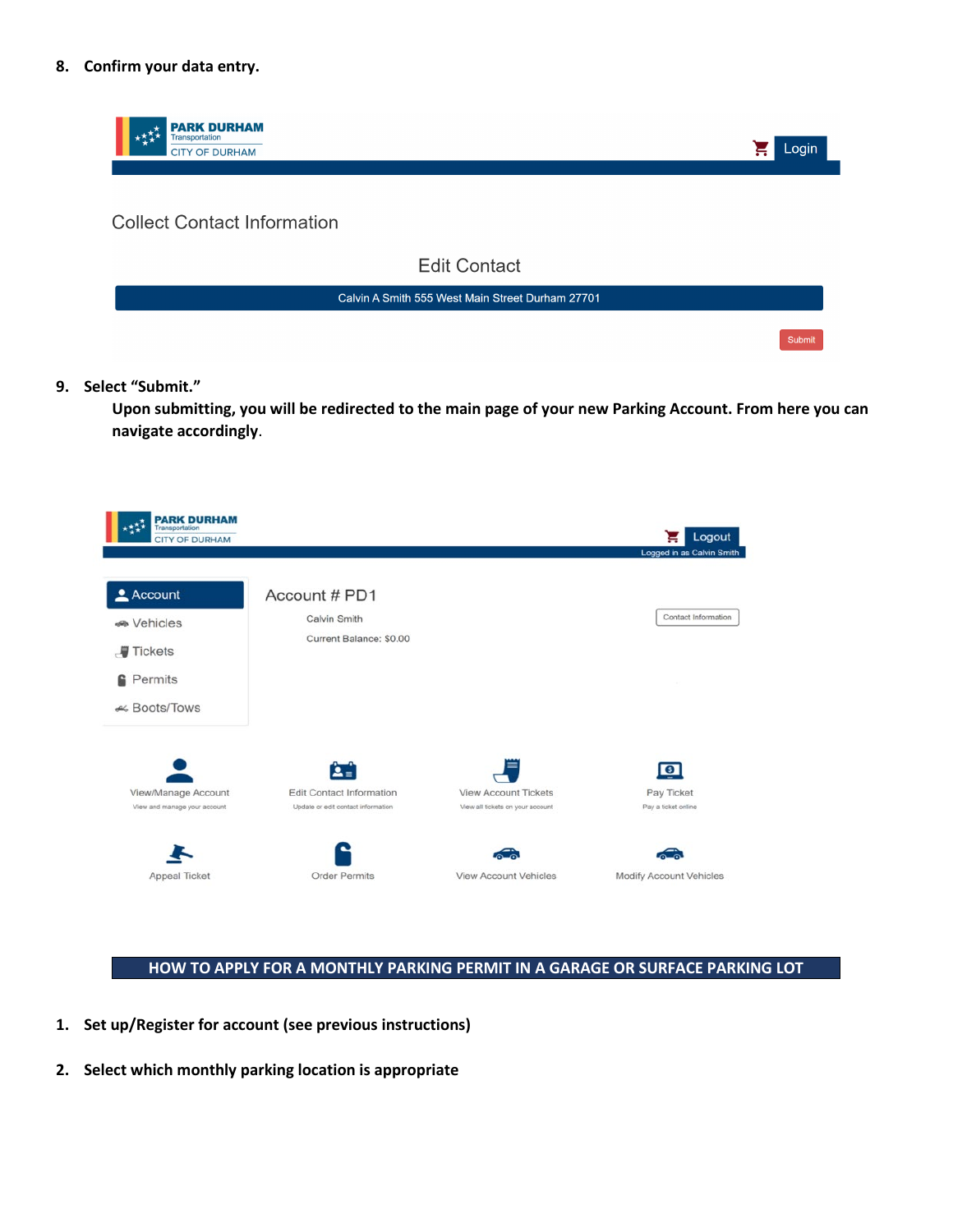8. **Confirm your data entry.**

9. **Select "Submit."**

   **Upon submitting, you will be redirected to the main page of your new Parking Account. From here you can navigate accordingly**.

## HOW TO APPLY FOR A MONTHLY PARKING PERMIT IN A GARAGE OR SURFACE PARKING LOT

1. **Set up/Register for account (see previous instructions)**

2. **Select which monthly parking location is appropriate**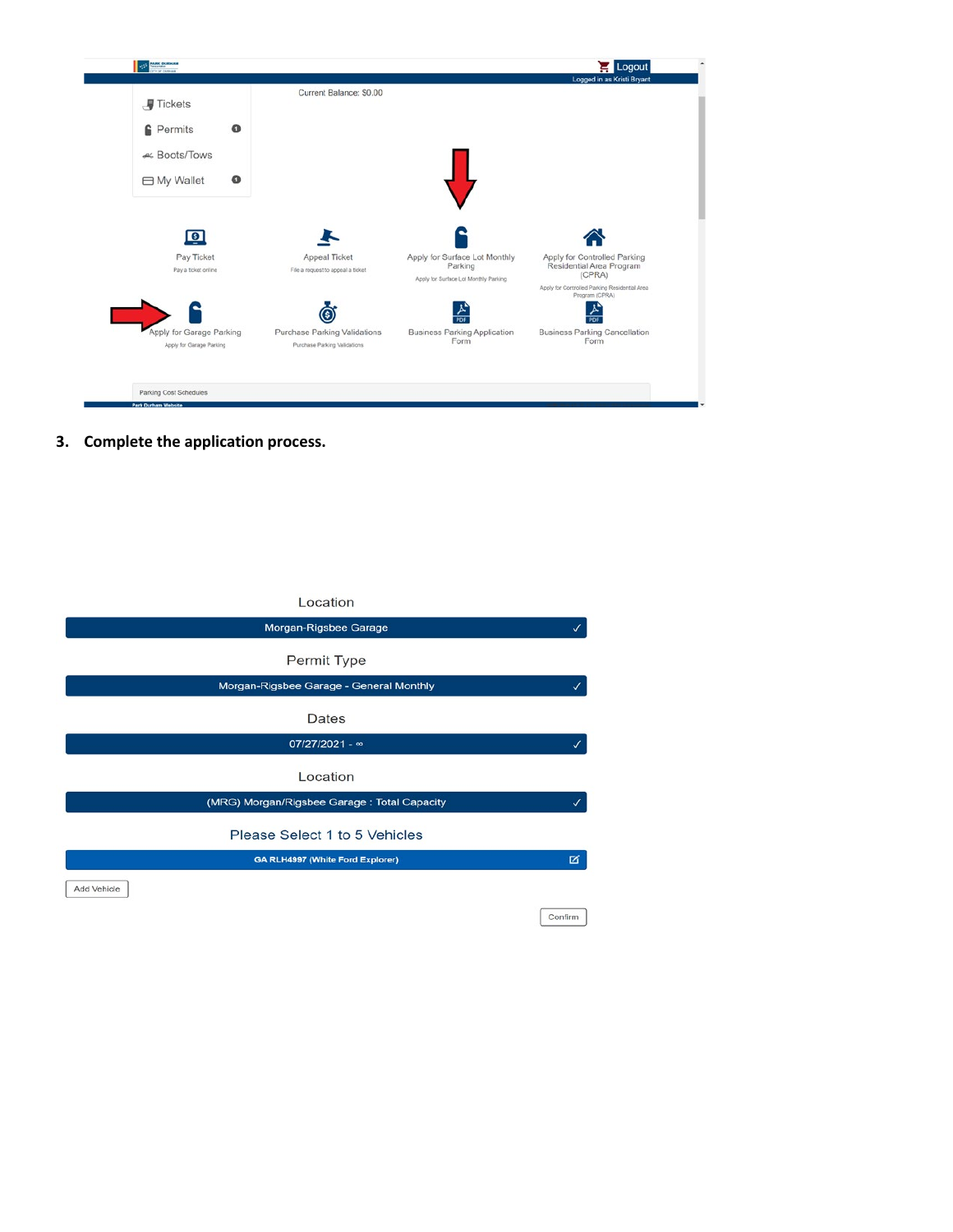Current Balance: $0.00

- Tickets
- Permits
- Boots/Tows
- My Wallet

Pay Ticket
Pay a ticket online

Appeal Ticket
File a request to appeal a ticket

Apply for Surface Lot Monthly Parking
Apply for Surface Lot Monthly Parking

Apply for Controlled Parking Residential Area Program (CPRA)
Apply for Controlled Parking Residential Area Program (CPRA)

Apply for Garage Parking
Apply for Garage Parking

Purchase Parking Validations
Purchase Parking Validations

Business Parking Application Form

Business Parking Cancellation Form

Parking Cost Schedules

3. **Complete the application process.**

Location
Morgan-Rigsbee Garage

Permit Type
Morgan-Rigsbee Garage - General Monthly

Dates
07/27/2021 - ∞

Location
(MRG) Morgan/Rigsbee Garage : Total Capacity

Please Select 1 to 5 Vehicles
GA RLH4997 (White Ford Explorer)

Add Vehicle

Confirm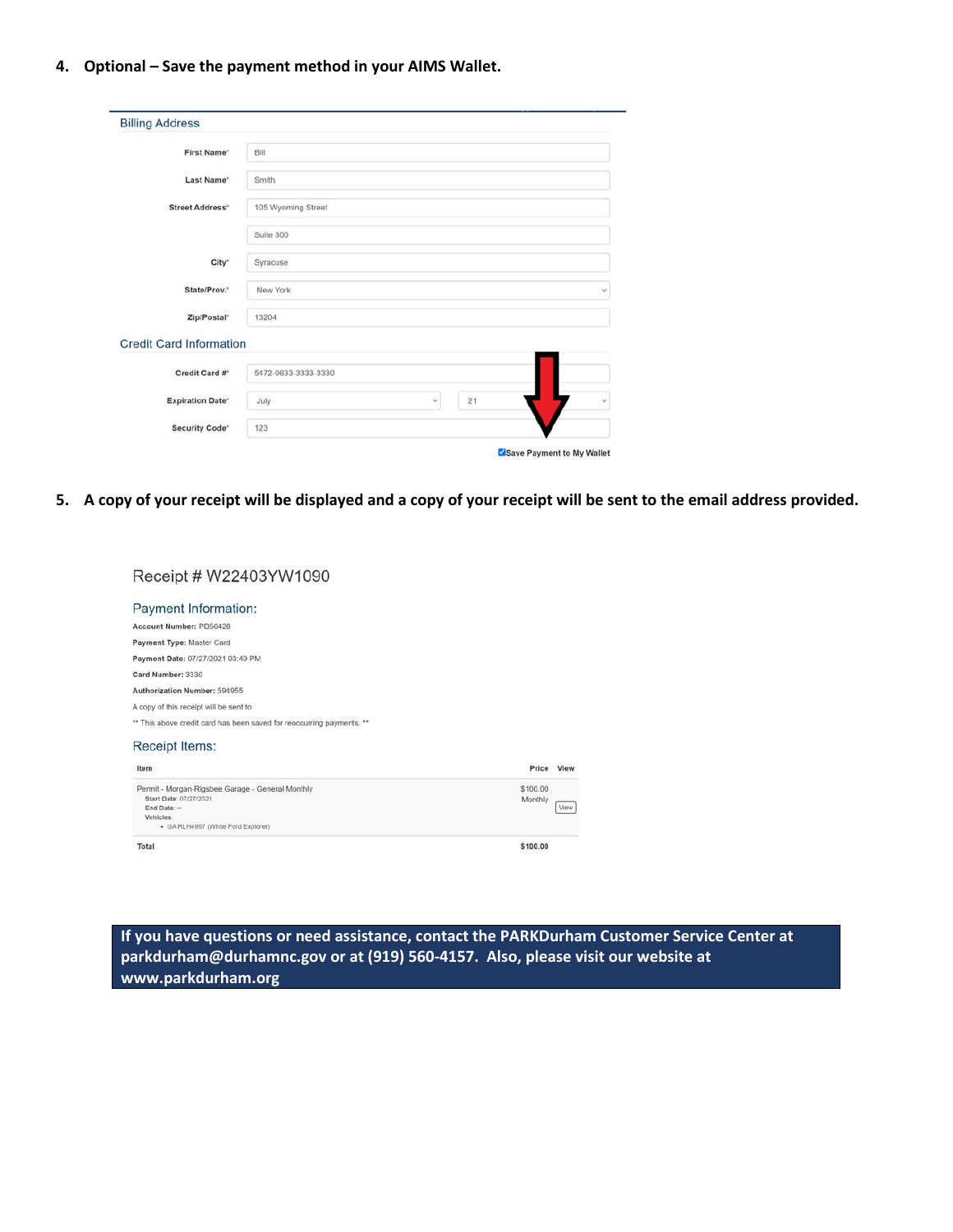4. **Optional – Save the payment method in your AIMS Wallet.**

Billing Address

| | |
|---|---|
| First Name* | Bill |
| Last Name* | Smith |
| Street Address* | 105 Wyoming Street |
| | Suite 300 |
| City* | Syracuse |
| State/Prov.* | New York |
| Zip/Postal* | 13204 |

Credit Card Information

| | | |
|---|---|---|
| Credit Card #* | 5472-0633-3333-3330 | |
| Expiration Date* | July | 21 |
| Security Code* | 123 | |

☑ Save Payment to My Wallet

5. **A copy of your receipt will be displayed and a copy of your receipt will be sent to the email address provided.**

Receipt # W22403YW1090

Payment Information:

**Account Number:** PD56428
**Payment Type:** Master Card
**Payment Date:** 07/27/2021 03:49 PM
**Card Number:** 3330
**Authorization Number:** 594955
A copy of this receipt will be sent to
** This above credit card has been saved for reoccurring payments. **

Receipt Items:

| Item | Price | View |
|---|---|---|
| Permit - Morgan-Rigsbee Garage - General Monthly<br>Start Date: 07/27/2021<br>End Date: --<br>Vehicles:<br>• GARLH4997 (White Ford Explorer) | $100.00 Monthly | View |
| Total | $100.00 | |

**If you have questions or need assistance, contact the PARKDurham Customer Service Center at parkdurham@durhamnc.gov or at (919) 560-4157. Also, please visit our website at www.parkdurham.org**